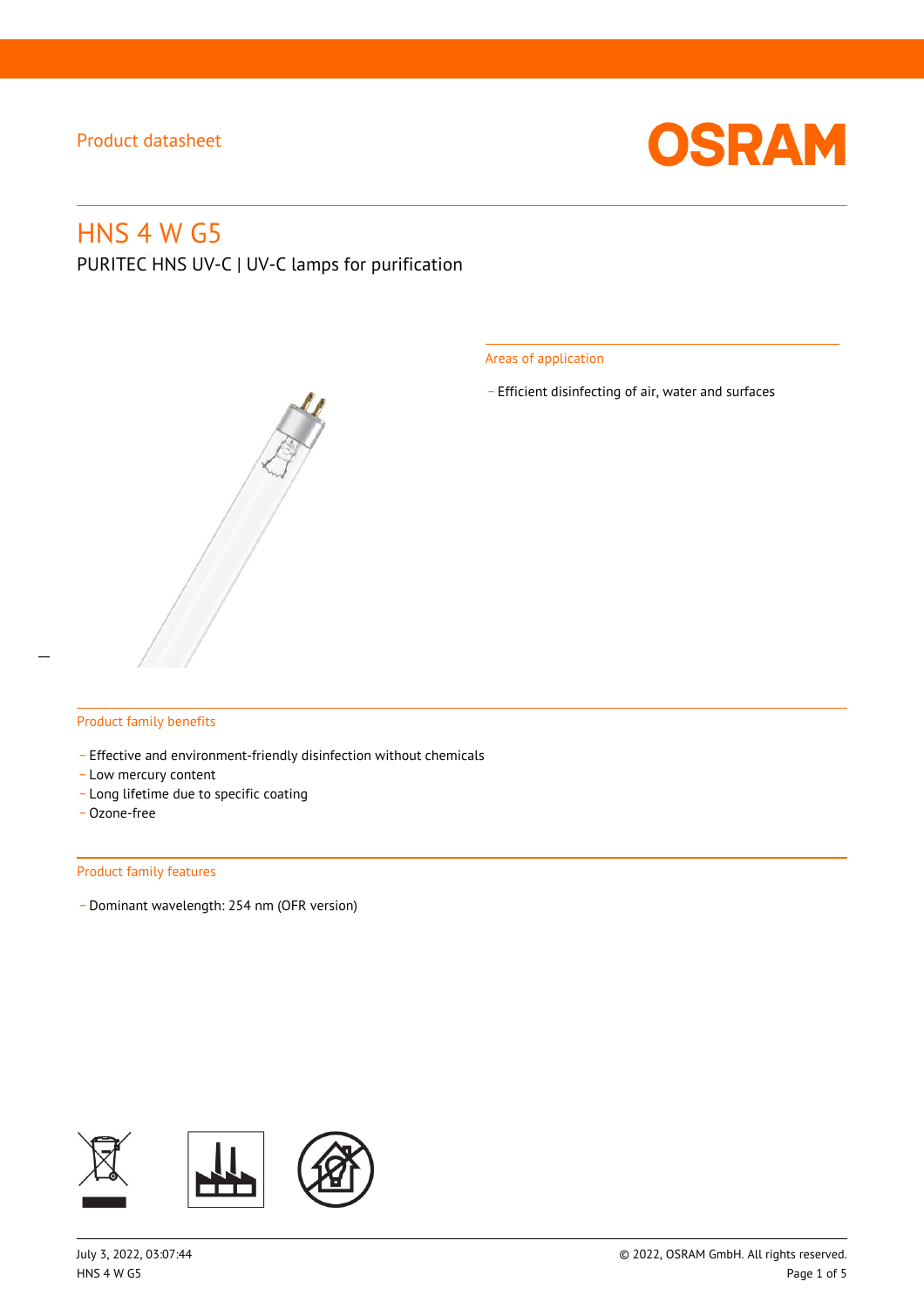Product datasheet

# HNS 4 W G5

PURITEC HNS UV-C | UV-C lamps for purification

## Areas of application

- Efficient disinfecting of air, water and surfaces

## Product family benefits

- Effective and environment-friendly disinfection without chemicals
- Low mercury content
- Long lifetime due to specific coating
- Ozone-free

## Product family features

- Dominant wavelength: 254 nm (OFR version)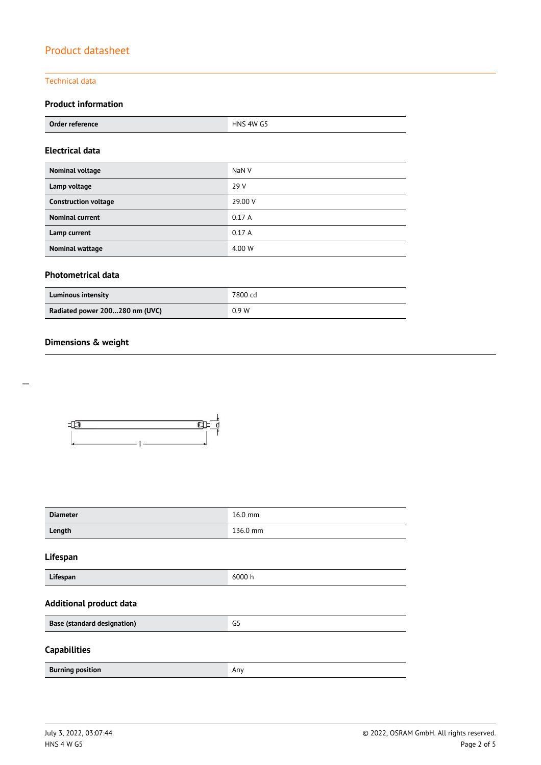# Product datasheet

## Technical data

### Product information

| Order reference | HNS 4W G5 |
|---|---|

### Electrical data

| Nominal voltage | NaN V |
|---|---|
| Lamp voltage | 29 V |
| Construction voltage | 29.00 V |
| Nominal current | 0.17 A |
| Lamp current | 0.17 A |
| Nominal wattage | 4.00 W |

### Photometrical data

| Luminous intensity | 7800 cd |
|---|---|
| Radiated power 200...280 nm (UVC) | 0.9 W |

### Dimensions & weight

| Diameter | 16.0 mm |
|---|---|
| Length | 136.0 mm |

### Lifespan

| Lifespan | 6000 h |
|---|---|

### Additional product data

| Base (standard designation) | G5 |
|---|---|

### Capabilities

| Burning position | Any |
|---|---|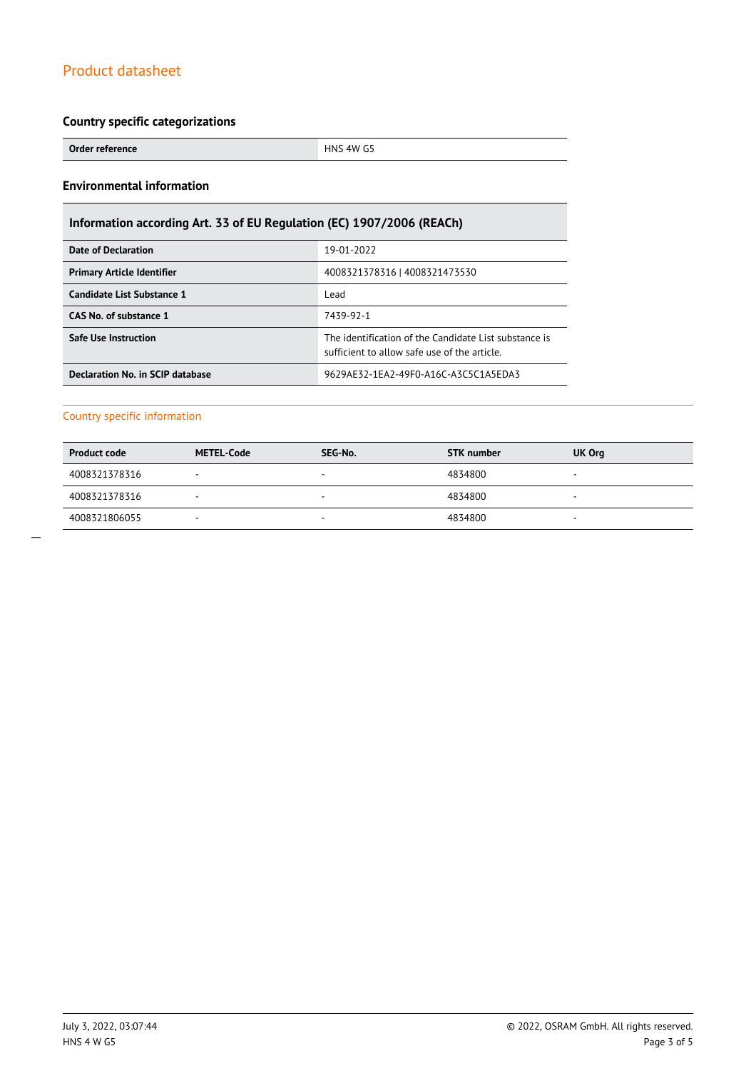## Country specific categorizations

| Order reference | HNS 4W G5 |
| --- | --- |

## Environmental information

| Information according Art. 33 of EU Regulation (EC) 1907/2006 (REACh) | |
| --- | --- |
| **Date of Declaration** | 19-01-2022 |
| **Primary Article Identifier** | 4008321378316 \| 4008321473530 |
| **Candidate List Substance 1** | Lead |
| **CAS No. of substance 1** | 7439-92-1 |
| **Safe Use Instruction** | The identification of the Candidate List substance is sufficient to allow safe use of the article. |
| **Declaration No. in SCIP database** | 9629AE32-1EA2-49F0-A16C-A3C5C1A5EDA3 |

### Country specific information

| Product code | METEL-Code | SEG-No. | STK number | UK Org |
| --- | --- | --- | --- | --- |
| 4008321378316 | - | - | 4834800 | - |
| 4008321378316 | - | - | 4834800 | - |
| 4008321806055 | - | - | 4834800 | - |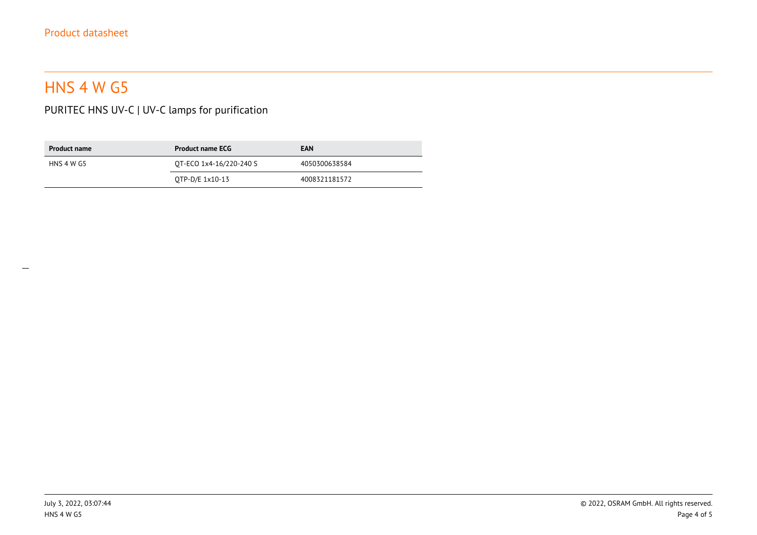# HNS 4 W G5

## PURITEC HNS UV-C | UV-C lamps for purification

| Product name | Product name ECG | EAN |
| --- | --- | --- |
| HNS 4 W G5 | QT-ECO 1x4-16/220-240 S | 4050300638584 |
| | QTP-D/E 1x10-13 | 4008321181572 |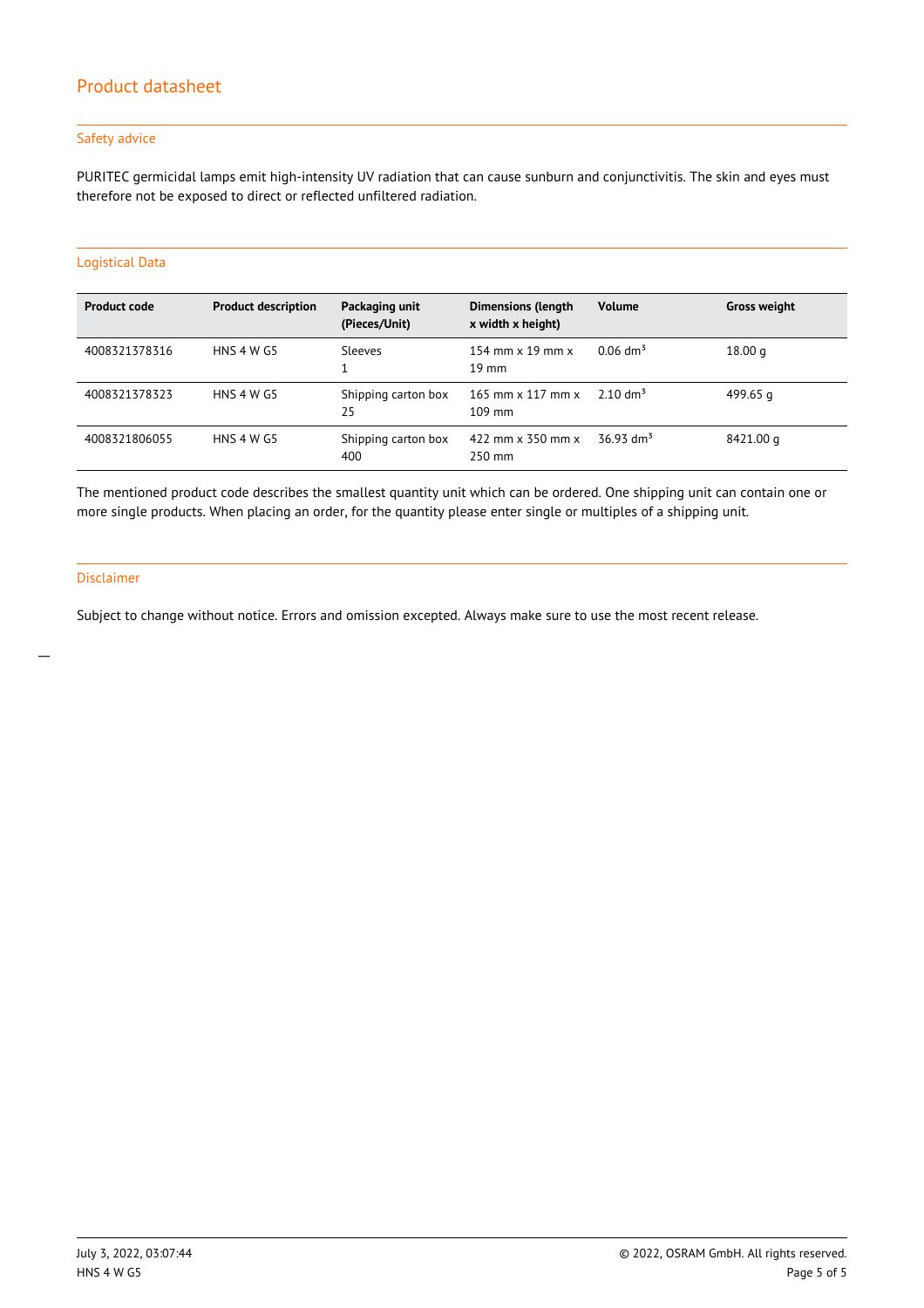## Safety advice

PURITEC germicidal lamps emit high-intensity UV radiation that can cause sunburn and conjunctivitis. The skin and eyes must therefore not be exposed to direct or reflected unfiltered radiation.

## Logistical Data

| Product code | Product description | Packaging unit (Pieces/Unit) | Dimensions (length x width x height) | Volume | Gross weight |
|---|---|---|---|---|---|
| 4008321378316 | HNS 4 W G5 | Sleeves 1 | 154 mm x 19 mm x 19 mm | 0.06 $dm^3$ | 18.00 g |
| 4008321378323 | HNS 4 W G5 | Shipping carton box 25 | 165 mm x 117 mm x 109 mm | 2.10 $dm^3$ | 499.65 g |
| 4008321806055 | HNS 4 W G5 | Shipping carton box 400 | 422 mm x 350 mm x 250 mm | 36.93 $dm^3$ | 8421.00 g |

The mentioned product code describes the smallest quantity unit which can be ordered. One shipping unit can contain one or more single products. When placing an order, for the quantity please enter single or multiples of a shipping unit.

## Disclaimer

Subject to change without notice. Errors and omission excepted. Always make sure to use the most recent release.